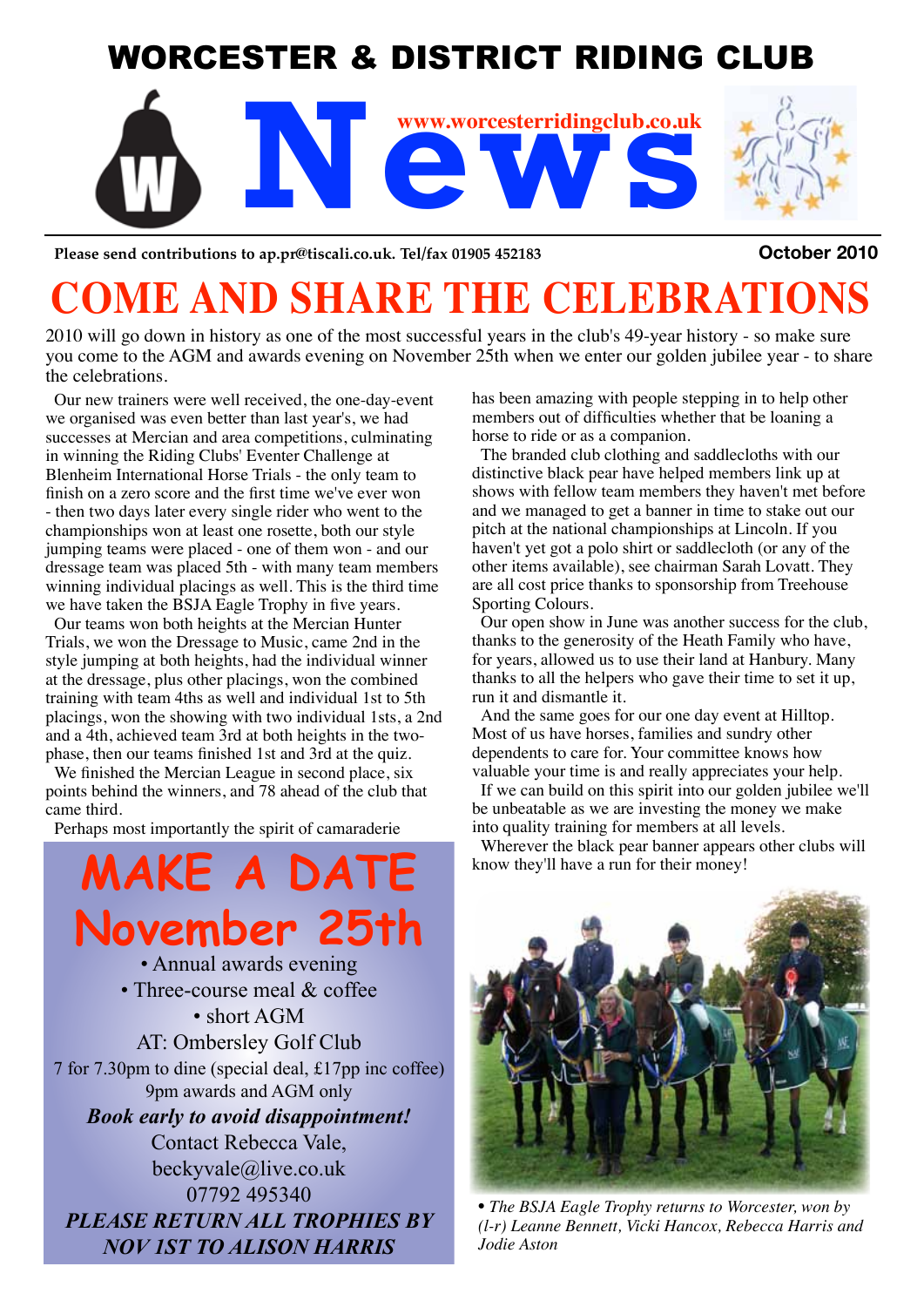# WORCESTER & DISTRICT RIDING CLUB

# News

www.worcesterridingclub.co.uk

Please send contributions to ap.pr@tiscali.co.uk. Tel/fax 01905 452183

October 2010

# COME AND SHARE THE CELEBRATIONS

2010 will go down in history as one of the most successful years in the club's 49-year history - so make sure you come to the AGM and awards evening on November 25th when we enter our golden jubilee year - to share the celebrations.

Our new trainers were well received, the one-day-event we organised was even better than last year's, we had successes at Mercian and area competitions, culminating in winning the Riding Clubs' Eventer Challenge at Blenheim International Horse Trials - the only team to finish on a zero score and the first time we've ever won - then two days later every single rider who went to the championships won at least one rosette, both our style jumping teams were placed - one of them won - and our dressage team was placed 5th - with many team members winning individual placings as well. This is the third time we have taken the BSJA Eagle Trophy in five years.

Our teams won both heights at the Mercian Hunter Trials, we won the Dressage to Music, came 2nd in the style jumping at both heights, had the individual winner at the dressage, plus other placings, won the combined training with team 4ths as well and individual 1st to 5th placings, won the showing with two individual 1sts, a 2nd and a 4th, achieved team 3rd at both heights in the two-phase, then our teams finished 1st and 3rd at the quiz.

We finished the Mercian League in second place, six points behind the winners, and 78 ahead of the club that came third.

Perhaps most importantly the spirit of camaraderie has been amazing with people stepping in to help other members out of difficulties whether that be loaning a horse to ride or as a companion.

The branded club clothing and saddlecloths with our distinctive black pear have helped members link up at shows with fellow team members they haven't met before and we managed to get a banner in time to stake out our pitch at the national championships at Lincoln. If you haven't yet got a polo shirt or saddlecloth (or any of the other items available), see chairman Sarah Lovatt. They are all cost price thanks to sponsorship from Treehouse Sporting Colours.

Our open show in June was another success for the club, thanks to the generosity of the Heath Family who have, for years, allowed us to use their land at Hanbury. Many thanks to all the helpers who gave their time to set it up, run it and dismantle it.

And the same goes for our one day event at Hilltop. Most of us have horses, families and sundry other dependents to care for. Your committee knows how valuable your time is and really appreciates your help.

If we can build on this spirit into our golden jubilee we'll be unbeatable as we are investing the money we make into quality training for members at all levels.

Wherever the black pear banner appears other clubs will know they'll have a run for their money!

## MAKE A DATE November 25th

- Annual awards evening
- Three-course meal & coffee
- short AGM

AT: Ombersley Golf Club

7 for 7.30pm to dine (special deal, £17pp inc coffee)

9pm awards and AGM only

***Book early to avoid disappointment!***

Contact Rebecca Vale,
beckyvale@live.co.uk
07792 495340

***PLEASE RETURN ALL TROPHIES BY NOV 1ST TO ALISON HARRIS***

*• The BSJA Eagle Trophy returns to Worcester, won by (l-r) Leanne Bennett, Vicki Hancox, Rebecca Harris and Jodie Aston*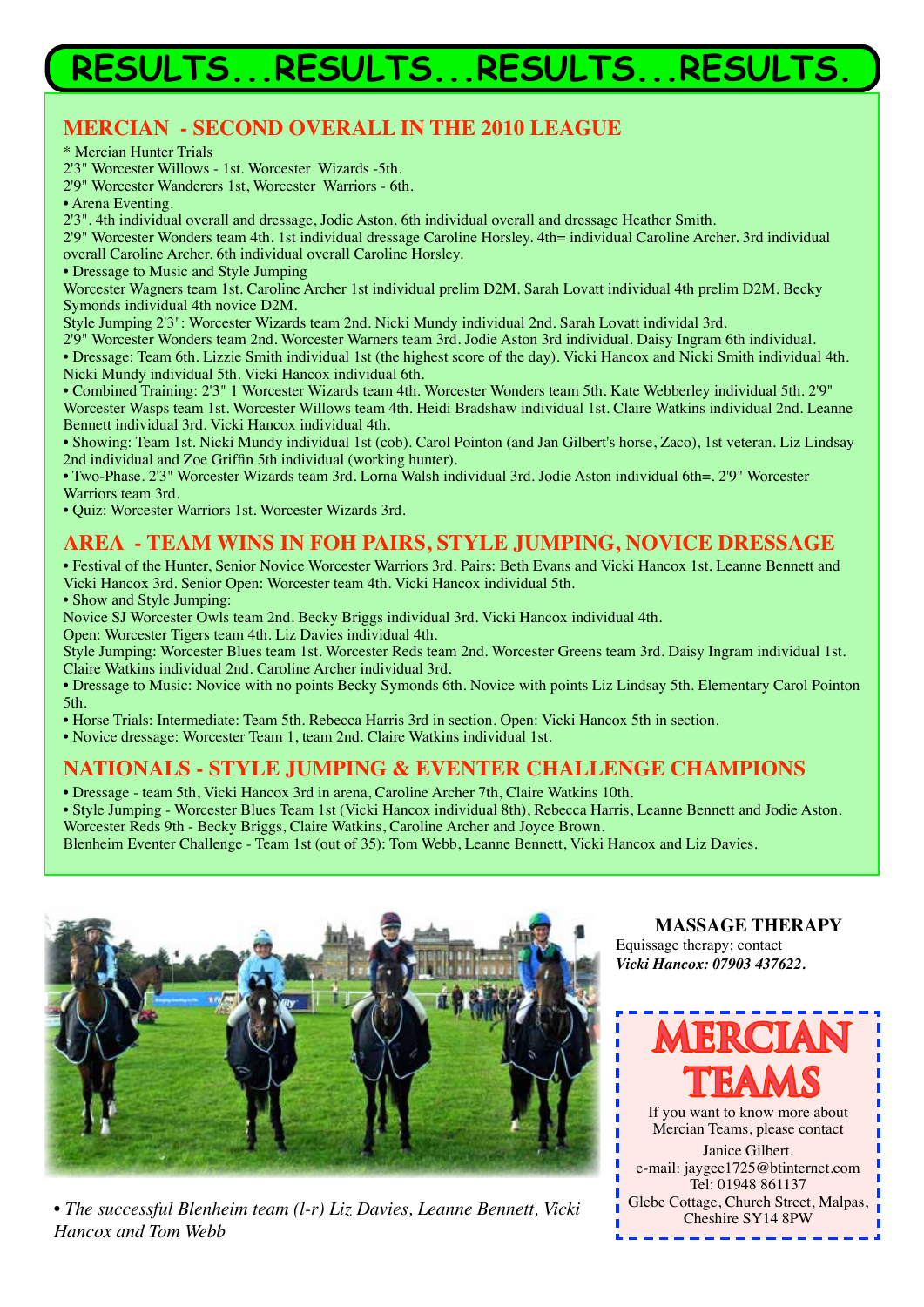# RESULTS...RESULTS...RESULTS...RESULTS.

## MERCIAN - SECOND OVERALL IN THE 2010 LEAGUE

* Mercian Hunter Trials
2'3" Worcester Willows - 1st. Worcester Wizards -5th.
2'9" Worcester Wanderers 1st, Worcester Warriors - 6th.

• Arena Eventing.
2'3". 4th individual overall and dressage, Jodie Aston. 6th individual overall and dressage Heather Smith.
2'9" Worcester Wonders team 4th. 1st individual dressage Caroline Horsley. 4th= individual Caroline Archer. 3rd individual overall Caroline Archer. 6th individual overall Caroline Horsley.

• Dressage to Music and Style Jumping
Worcester Wagners team 1st. Caroline Archer 1st individual prelim D2M. Sarah Lovatt individual 4th prelim D2M. Becky Symonds individual 4th novice D2M.
Style Jumping 2'3": Worcester Wizards team 2nd. Nicki Mundy individual 2nd. Sarah Lovatt individal 3rd.
2'9" Worcester Wonders team 2nd. Worcester Warners team 3rd. Jodie Aston 3rd individual. Daisy Ingram 6th individual.

• Dressage: Team 6th. Lizzie Smith individual 1st (the highest score of the day). Vicki Hancox and Nicki Smith individual 4th. Nicki Mundy individual 5th. Vicki Hancox individual 6th.

• Combined Training: 2'3" 1 Worcester Wizards team 4th. Worcester Wonders team 5th. Kate Webberley individual 5th. 2'9" Worcester Wasps team 1st. Worcester Willows team 4th. Heidi Bradshaw individual 1st. Claire Watkins individual 2nd. Leanne Bennett individual 3rd. Vicki Hancox individual 4th.

• Showing: Team 1st. Nicki Mundy individual 1st (cob). Carol Pointon (and Jan Gilbert's horse, Zaco), 1st veteran. Liz Lindsay 2nd individual and Zoe Griffin 5th individual (working hunter).

• Two-Phase. 2'3" Worcester Wizards team 3rd. Lorna Walsh individual 3rd. Jodie Aston individual 6th=. 2'9" Worcester Warriors team 3rd.

• Quiz: Worcester Warriors 1st. Worcester Wizards 3rd.

## AREA - TEAM WINS IN FOH PAIRS, STYLE JUMPING, NOVICE DRESSAGE

• Festival of the Hunter, Senior Novice Worcester Warriors 3rd. Pairs: Beth Evans and Vicki Hancox 1st. Leanne Bennett and Vicki Hancox 3rd. Senior Open: Worcester team 4th. Vicki Hancox individual 5th.

• Show and Style Jumping:
Novice SJ Worcester Owls team 2nd. Becky Briggs individual 3rd. Vicki Hancox individual 4th.
Open: Worcester Tigers team 4th. Liz Davies individual 4th.
Style Jumping: Worcester Blues team 1st. Worcester Reds team 2nd. Worcester Greens team 3rd. Daisy Ingram individual 1st. Claire Watkins individual 2nd. Caroline Archer individual 3rd.

• Dressage to Music: Novice with no points Becky Symonds 6th. Novice with points Liz Lindsay 5th. Elementary Carol Pointon 5th.

• Horse Trials: Intermediate: Team 5th. Rebecca Harris 3rd in section. Open: Vicki Hancox 5th in section.

• Novice dressage: Worcester Team 1, team 2nd. Claire Watkins individual 1st.

## NATIONALS - STYLE JUMPING & EVENTER CHALLENGE CHAMPIONS

• Dressage - team 5th, Vicki Hancox 3rd in arena, Caroline Archer 7th, Claire Watkins 10th.

• Style Jumping - Worcester Blues Team 1st (Vicki Hancox individual 8th), Rebecca Harris, Leanne Bennett and Jodie Aston. Worcester Reds 9th - Becky Briggs, Claire Watkins, Caroline Archer and Joyce Brown.
Blenheim Eventer Challenge - Team 1st (out of 35): Tom Webb, Leanne Bennett, Vicki Hancox and Liz Davies.

*• The successful Blenheim team (l-r) Liz Davies, Leanne Bennett, Vicki Hancox and Tom Webb*

**MASSAGE THERAPY**

Equissage therapy: contact
***Vicki Hancox: 07903 437622.***

## MERCIAN TEAMS

If you want to know more about Mercian Teams, please contact
Janice Gilbert.
e-mail: jaygee1725@btinternet.com
Tel: 01948 861137
Glebe Cottage, Church Street, Malpas, Cheshire SY14 8PW